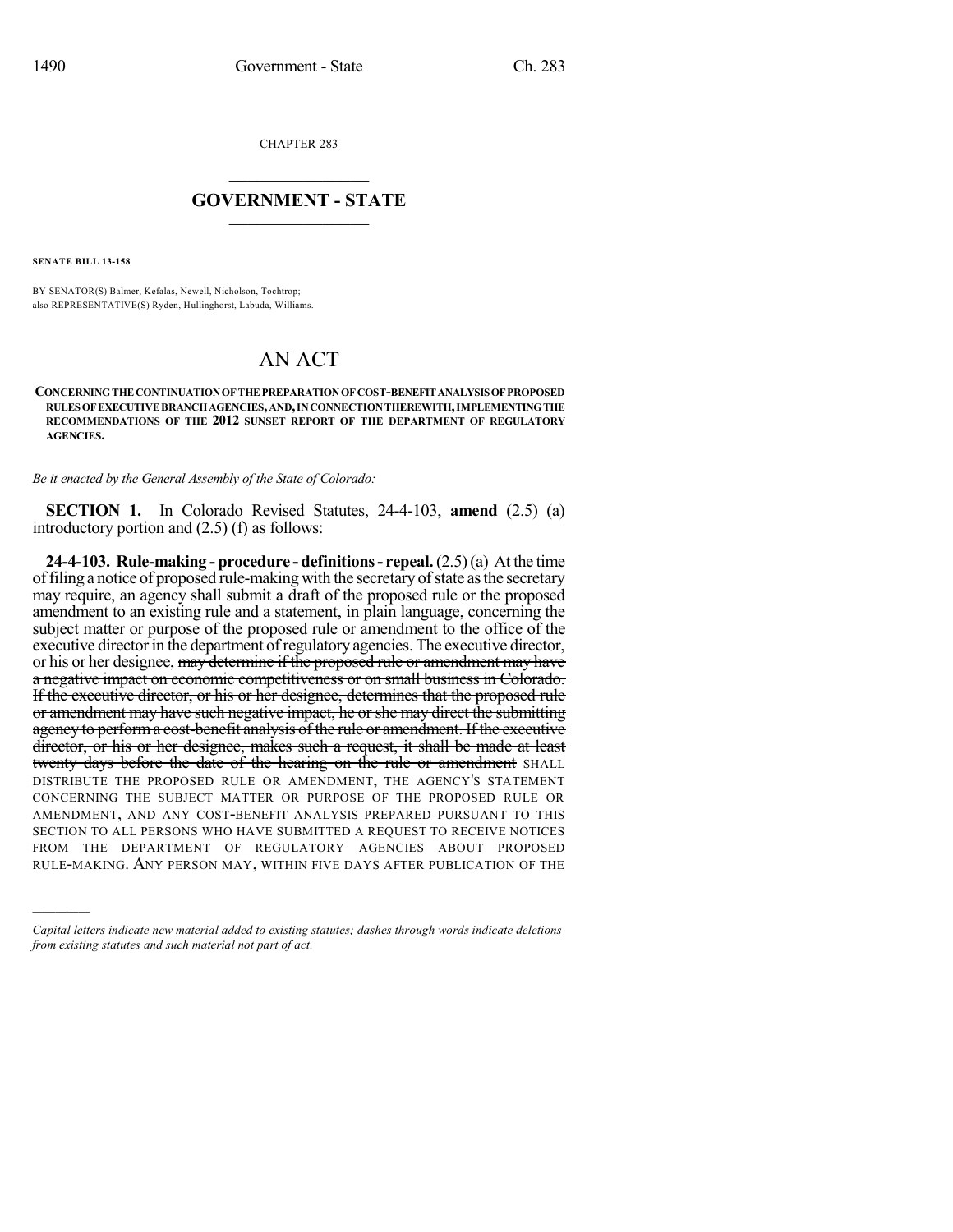CHAPTER 283

# GOVERNMENT - STATE

**SENATE BILL 13-158**

BY SENATOR(S) Balmer, Kefalas, Newell, Nicholson, Tochtrop;
also REPRESENTATIVE(S) Ryden, Hullinghorst, Labuda, Williams.

# AN ACT

**CONCERNING THE CONTINUATION OF THE PREPARATION OF COST-BENEFIT ANALYSIS OF PROPOSED RULES OF EXECUTIVE BRANCH AGENCIES, AND, IN CONNECTION THEREWITH, IMPLEMENTING THE RECOMMENDATIONS OF THE 2012 SUNSET REPORT OF THE DEPARTMENT OF REGULATORY AGENCIES.**

*Be it enacted by the General Assembly of the State of Colorado:*

**SECTION 1.** In Colorado Revised Statutes, 24-4-103, **amend** (2.5) (a) introductory portion and (2.5) (f) as follows:

**24-4-103. Rule-making - procedure - definitions - repeal.** (2.5) (a) At the time of filing a notice of proposed rule-making with the secretary of state as the secretary may require, an agency shall submit a draft of the proposed rule or the proposed amendment to an existing rule and a statement, in plain language, concerning the subject matter or purpose of the proposed rule or amendment to the office of the executive director in the department of regulatory agencies. The executive director, or his or her designee, ~~may determine if the proposed rule or amendment may have a negative impact on economic competitiveness or on small business in Colorado. If the executive director, or his or her designee, determines that the proposed rule or amendment may have such negative impact, he or she may direct the submitting agency to perform a cost-benefit analysis of the rule or amendment. If the executive director, or his or her designee, makes such a request, it shall be made at least twenty days before the date of the hearing on the rule or amendment~~ SHALL DISTRIBUTE THE PROPOSED RULE OR AMENDMENT, THE AGENCY'S STATEMENT CONCERNING THE SUBJECT MATTER OR PURPOSE OF THE PROPOSED RULE OR AMENDMENT, AND ANY COST-BENEFIT ANALYSIS PREPARED PURSUANT TO THIS SECTION TO ALL PERSONS WHO HAVE SUBMITTED A REQUEST TO RECEIVE NOTICES FROM THE DEPARTMENT OF REGULATORY AGENCIES ABOUT PROPOSED RULE-MAKING. ANY PERSON MAY, WITHIN FIVE DAYS AFTER PUBLICATION OF THE

---

*Capital letters indicate new material added to existing statutes; dashes through words indicate deletions from existing statutes and such material not part of act.*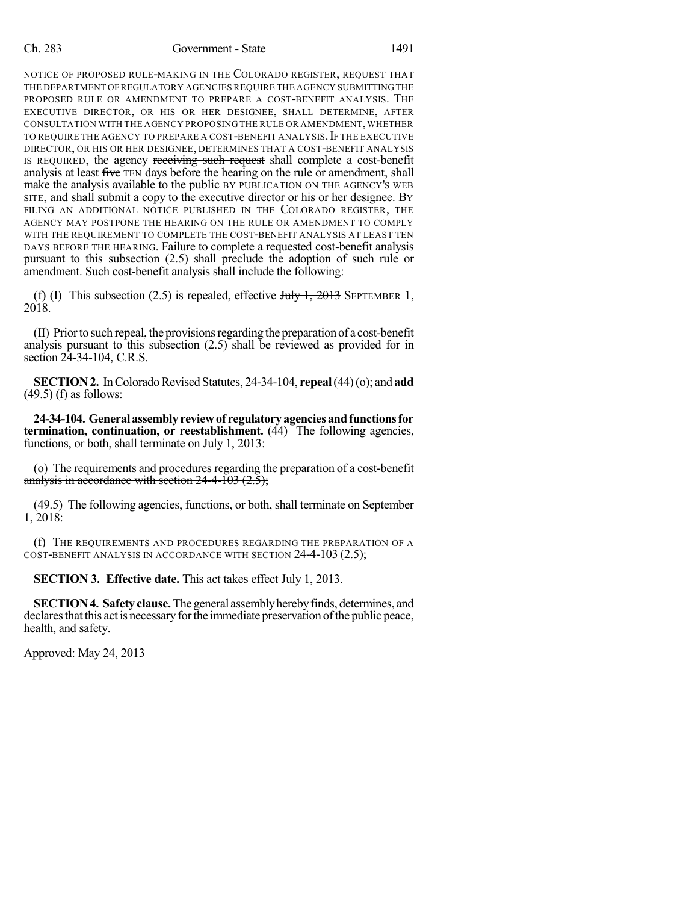NOTICE OF PROPOSED RULE-MAKING IN THE COLORADO REGISTER, REQUEST THAT THE DEPARTMENT OF REGULATORY AGENCIES REQUIRE THE AGENCY SUBMITTING THE PROPOSED RULE OR AMENDMENT TO PREPARE A COST-BENEFIT ANALYSIS. THE EXECUTIVE DIRECTOR, OR HIS OR HER DESIGNEE, SHALL DETERMINE, AFTER CONSULTATION WITH THE AGENCY PROPOSING THE RULE OR AMENDMENT, WHETHER TO REQUIRE THE AGENCY TO PREPARE A COST-BENEFIT ANALYSIS. IF THE EXECUTIVE DIRECTOR, OR HIS OR HER DESIGNEE, DETERMINES THAT A COST-BENEFIT ANALYSIS IS REQUIRED, the agency ~~receiving such request~~ shall complete a cost-benefit analysis at least ~~five~~ TEN days before the hearing on the rule or amendment, shall make the analysis available to the public BY PUBLICATION ON THE AGENCY'S WEB SITE, and shall submit a copy to the executive director or his or her designee. BY FILING AN ADDITIONAL NOTICE PUBLISHED IN THE COLORADO REGISTER, THE AGENCY MAY POSTPONE THE HEARING ON THE RULE OR AMENDMENT TO COMPLY WITH THE REQUIREMENT TO COMPLETE THE COST-BENEFIT ANALYSIS AT LEAST TEN DAYS BEFORE THE HEARING. Failure to complete a requested cost-benefit analysis pursuant to this subsection (2.5) shall preclude the adoption of such rule or amendment. Such cost-benefit analysis shall include the following:

(f) (I) This subsection (2.5) is repealed, effective ~~July 1, 2013~~ SEPTEMBER 1, 2018.

(II) Prior to such repeal, the provisions regarding the preparation of a cost-benefit analysis pursuant to this subsection (2.5) shall be reviewed as provided for in section 24-34-104, C.R.S.

**SECTION 2.** In Colorado Revised Statutes, 24-34-104, **repeal** (44) (o); and **add** (49.5) (f) as follows:

**24-34-104. General assembly review of regulatory agencies and functions for termination, continuation, or reestablishment.** (44) The following agencies, functions, or both, shall terminate on July 1, 2013:

(o) ~~The requirements and procedures regarding the preparation of a cost-benefit analysis in accordance with section 24-4-103 (2.5);~~

(49.5) The following agencies, functions, or both, shall terminate on September 1, 2018:

(f) THE REQUIREMENTS AND PROCEDURES REGARDING THE PREPARATION OF A COST-BENEFIT ANALYSIS IN ACCORDANCE WITH SECTION 24-4-103 (2.5);

**SECTION 3. Effective date.** This act takes effect July 1, 2013.

**SECTION 4. Safety clause.** The general assembly hereby finds, determines, and declares that this act is necessary for the immediate preservation of the public peace, health, and safety.

Approved: May 24, 2013